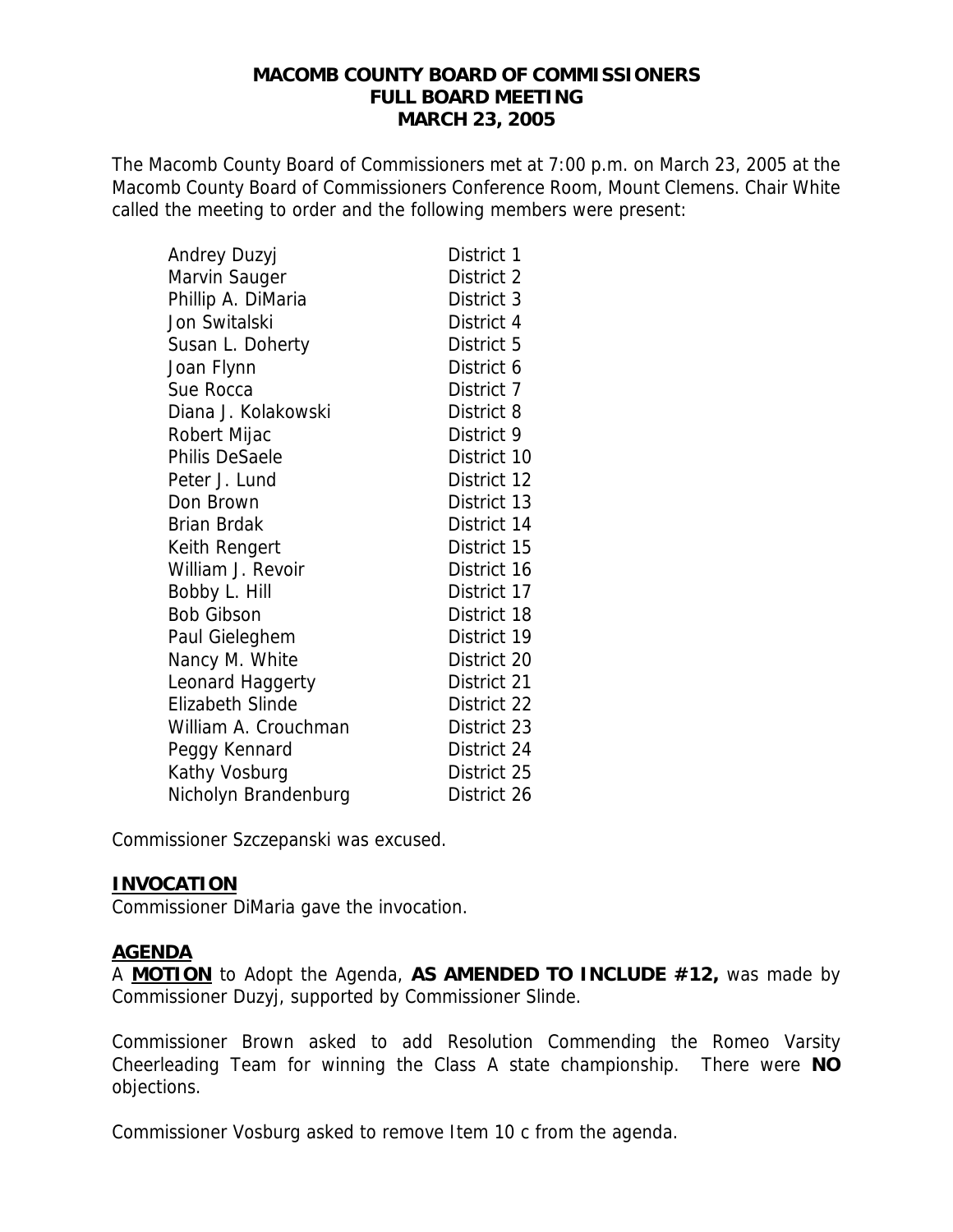# MACOMB COUNTY BOARD OF COMMISSIONERS
## FULL BOARD MEETING
## MARCH 23, 2005

The Macomb County Board of Commissioners met at 7:00 p.m. on March 23, 2005 at the Macomb County Board of Commissioners Conference Room, Mount Clemens. Chair White called the meeting to order and the following members were present:

| | |
|---|---|
| Andrey Duzyj | District 1 |
| Marvin Sauger | District 2 |
| Phillip A. DiMaria | District 3 |
| Jon Switalski | District 4 |
| Susan L. Doherty | District 5 |
| Joan Flynn | District 6 |
| Sue Rocca | District 7 |
| Diana J. Kolakowski | District 8 |
| Robert Mijac | District 9 |
| Philis DeSaele | District 10 |
| Peter J. Lund | District 12 |
| Don Brown | District 13 |
| Brian Brdak | District 14 |
| Keith Rengert | District 15 |
| William J. Revoir | District 16 |
| Bobby L. Hill | District 17 |
| Bob Gibson | District 18 |
| Paul Gieleghem | District 19 |
| Nancy M. White | District 20 |
| Leonard Haggerty | District 21 |
| Elizabeth Slinde | District 22 |
| William A. Crouchman | District 23 |
| Peggy Kennard | District 24 |
| Kathy Vosburg | District 25 |
| Nicholyn Brandenburg | District 26 |

Commissioner Szczepanski was excused.

### INVOCATION

Commissioner DiMaria gave the invocation.

### AGENDA

A **MOTION** to Adopt the Agenda, **AS AMENDED TO INCLUDE #12,** was made by Commissioner Duzyj, supported by Commissioner Slinde.

Commissioner Brown asked to add Resolution Commending the Romeo Varsity Cheerleading Team for winning the Class A state championship. There were **NO** objections.

Commissioner Vosburg asked to remove Item 10 c from the agenda.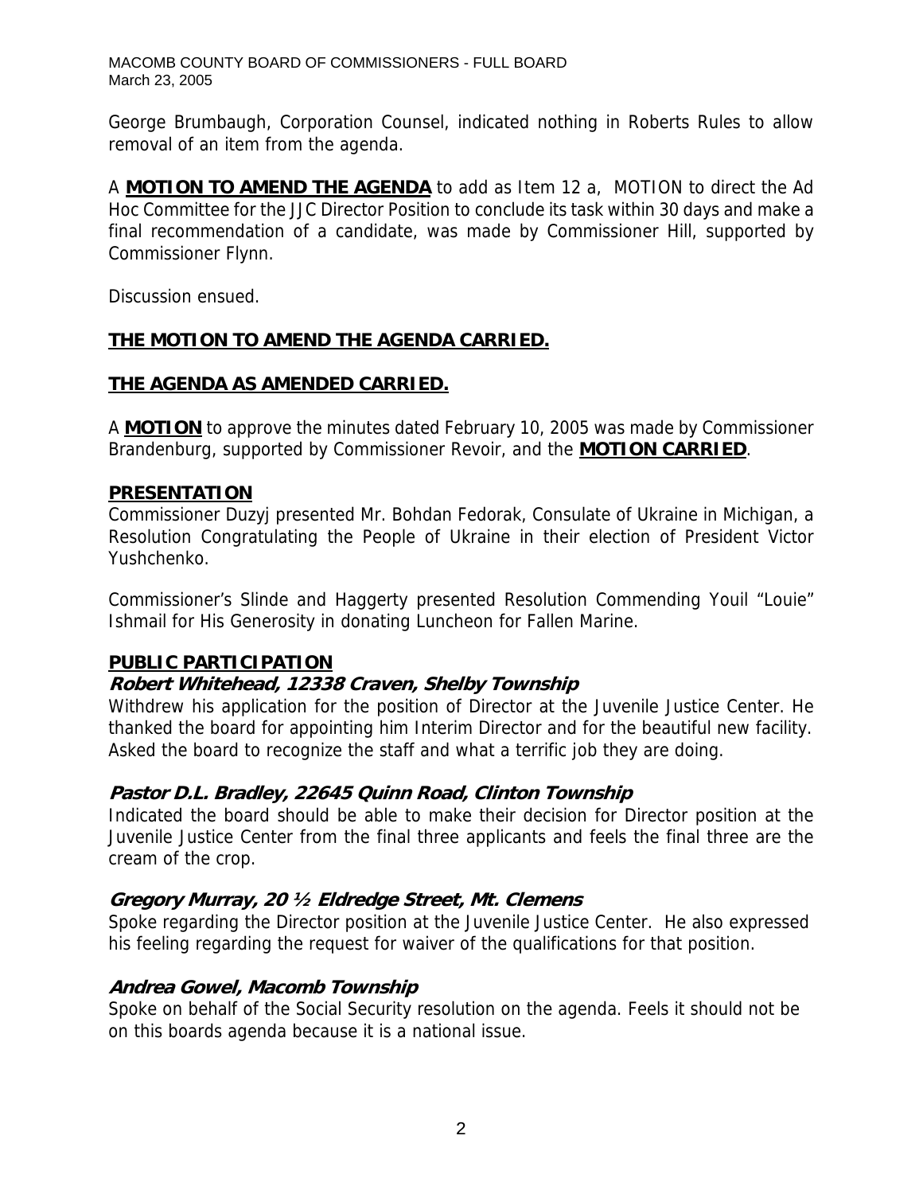George Brumbaugh, Corporation Counsel, indicated nothing in Roberts Rules to allow removal of an item from the agenda.

A **MOTION TO AMEND THE AGENDA** to add as Item 12 a, MOTION to direct the Ad Hoc Committee for the JJC Director Position to conclude its task within 30 days and make a final recommendation of a candidate, was made by Commissioner Hill, supported by Commissioner Flynn.

Discussion ensued.

**THE MOTION TO AMEND THE AGENDA CARRIED.**

**THE AGENDA AS AMENDED CARRIED.**

A **MOTION** to approve the minutes dated February 10, 2005 was made by Commissioner Brandenburg, supported by Commissioner Revoir, and the **MOTION CARRIED**.

## PRESENTATION

Commissioner Duzyj presented Mr. Bohdan Fedorak, Consulate of Ukraine in Michigan, a Resolution Congratulating the People of Ukraine in their election of President Victor Yushchenko.

Commissioner's Slinde and Haggerty presented Resolution Commending Youil "Louie" Ishmail for His Generosity in donating Luncheon for Fallen Marine.

## PUBLIC PARTICIPATION

### *Robert Whitehead, 12338 Craven, Shelby Township*

Withdrew his application for the position of Director at the Juvenile Justice Center. He thanked the board for appointing him Interim Director and for the beautiful new facility. Asked the board to recognize the staff and what a terrific job they are doing.

### *Pastor D.L. Bradley, 22645 Quinn Road, Clinton Township*

Indicated the board should be able to make their decision for Director position at the Juvenile Justice Center from the final three applicants and feels the final three are the cream of the crop.

### *Gregory Murray, 20 ½ Eldredge Street, Mt. Clemens*

Spoke regarding the Director position at the Juvenile Justice Center. He also expressed his feeling regarding the request for waiver of the qualifications for that position.

### *Andrea Gowel, Macomb Township*

Spoke on behalf of the Social Security resolution on the agenda. Feels it should not be on this boards agenda because it is a national issue.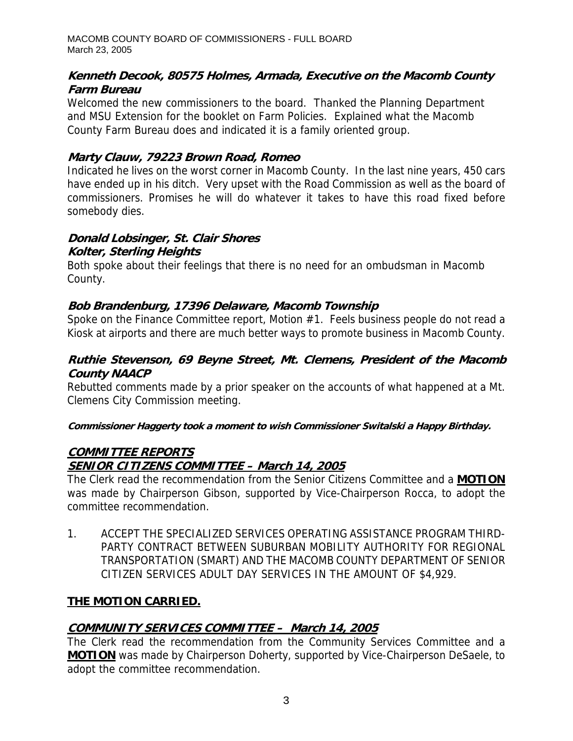### ***Kenneth Decook, 80575 Holmes, Armada, Executive on the Macomb County Farm Bureau***

Welcomed the new commissioners to the board. Thanked the Planning Department and MSU Extension for the booklet on Farm Policies. Explained what the Macomb County Farm Bureau does and indicated it is a family oriented group.

### ***Marty Clauw, 79223 Brown Road, Romeo***

Indicated he lives on the worst corner in Macomb County. In the last nine years, 450 cars have ended up in his ditch. Very upset with the Road Commission as well as the board of commissioners. Promises he will do whatever it takes to have this road fixed before somebody dies.

### ***Donald Lobsinger, St. Clair Shores***
### ***Kolter, Sterling Heights***

Both spoke about their feelings that there is no need for an ombudsman in Macomb County.

### ***Bob Brandenburg, 17396 Delaware, Macomb Township***

Spoke on the Finance Committee report, Motion #1. Feels business people do not read a Kiosk at airports and there are much better ways to promote business in Macomb County.

### ***Ruthie Stevenson, 69 Beyne Street, Mt. Clemens, President of the Macomb County NAACP***

Rebutted comments made by a prior speaker on the accounts of what happened at a Mt. Clemens City Commission meeting.

***Commissioner Haggerty took a moment to wish Commissioner Switalski a Happy Birthday.***

## ***COMMITTEE REPORTS***
## ***SENIOR CITIZENS COMMITTEE – March 14, 2005***

The Clerk read the recommendation from the Senior Citizens Committee and a **MOTION** was made by Chairperson Gibson, supported by Vice-Chairperson Rocca, to adopt the committee recommendation.

1. ACCEPT THE SPECIALIZED SERVICES OPERATING ASSISTANCE PROGRAM THIRD-PARTY CONTRACT BETWEEN SUBURBAN MOBILITY AUTHORITY FOR REGIONAL TRANSPORTATION (SMART) AND THE MACOMB COUNTY DEPARTMENT OF SENIOR CITIZEN SERVICES ADULT DAY SERVICES IN THE AMOUNT OF $4,929.

**THE MOTION CARRIED.**

## ***COMMUNITY SERVICES COMMITTEE – March 14, 2005***

The Clerk read the recommendation from the Community Services Committee and a **MOTION** was made by Chairperson Doherty, supported by Vice-Chairperson DeSaele, to adopt the committee recommendation.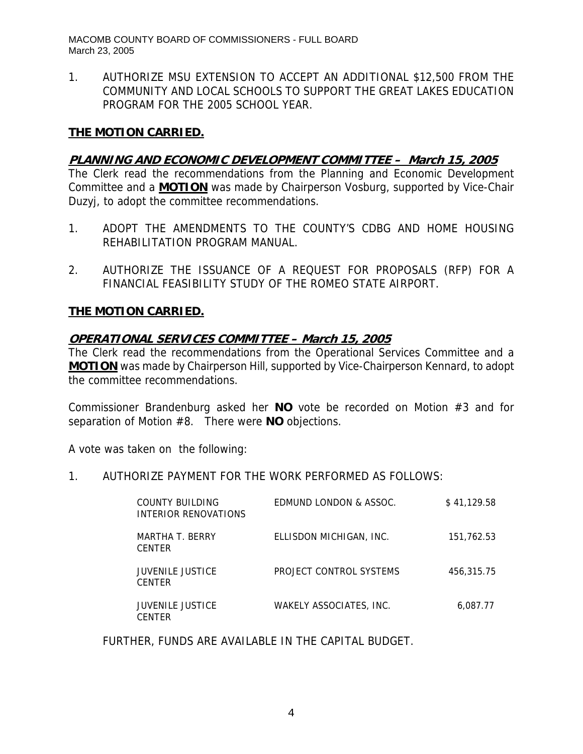1. AUTHORIZE MSU EXTENSION TO ACCEPT AN ADDITIONAL $12,500 FROM THE COMMUNITY AND LOCAL SCHOOLS TO SUPPORT THE GREAT LAKES EDUCATION PROGRAM FOR THE 2005 SCHOOL YEAR.

**THE MOTION CARRIED.**

## ***PLANNING AND ECONOMIC DEVELOPMENT COMMITTEE – March 15, 2005***

The Clerk read the recommendations from the Planning and Economic Development Committee and a **MOTION** was made by Chairperson Vosburg, supported by Vice-Chair Duzyj, to adopt the committee recommendations.

1. ADOPT THE AMENDMENTS TO THE COUNTY'S CDBG AND HOME HOUSING REHABILITATION PROGRAM MANUAL.

2. AUTHORIZE THE ISSUANCE OF A REQUEST FOR PROPOSALS (RFP) FOR A FINANCIAL FEASIBILITY STUDY OF THE ROMEO STATE AIRPORT.

**THE MOTION CARRIED.**

## ***OPERATIONAL SERVICES COMMITTEE – March 15, 2005***

The Clerk read the recommendations from the Operational Services Committee and a **MOTION** was made by Chairperson Hill, supported by Vice-Chairperson Kennard, to adopt the committee recommendations.

Commissioner Brandenburg asked her **NO** vote be recorded on Motion #3 and for separation of Motion #8. There were **NO** objections.

A vote was taken on the following:

1. AUTHORIZE PAYMENT FOR THE WORK PERFORMED AS FOLLOWS:

| | | |
|---|---|---|
| COUNTY BUILDING INTERIOR RENOVATIONS | EDMUND LONDON & ASSOC. | $ 41,129.58 |
| MARTHA T. BERRY CENTER | ELLISDON MICHIGAN, INC. | 151,762.53 |
| JUVENILE JUSTICE CENTER | PROJECT CONTROL SYSTEMS | 456,315.75 |
| JUVENILE JUSTICE CENTER | WAKELY ASSOCIATES, INC. | 6,087.77 |

FURTHER, FUNDS ARE AVAILABLE IN THE CAPITAL BUDGET.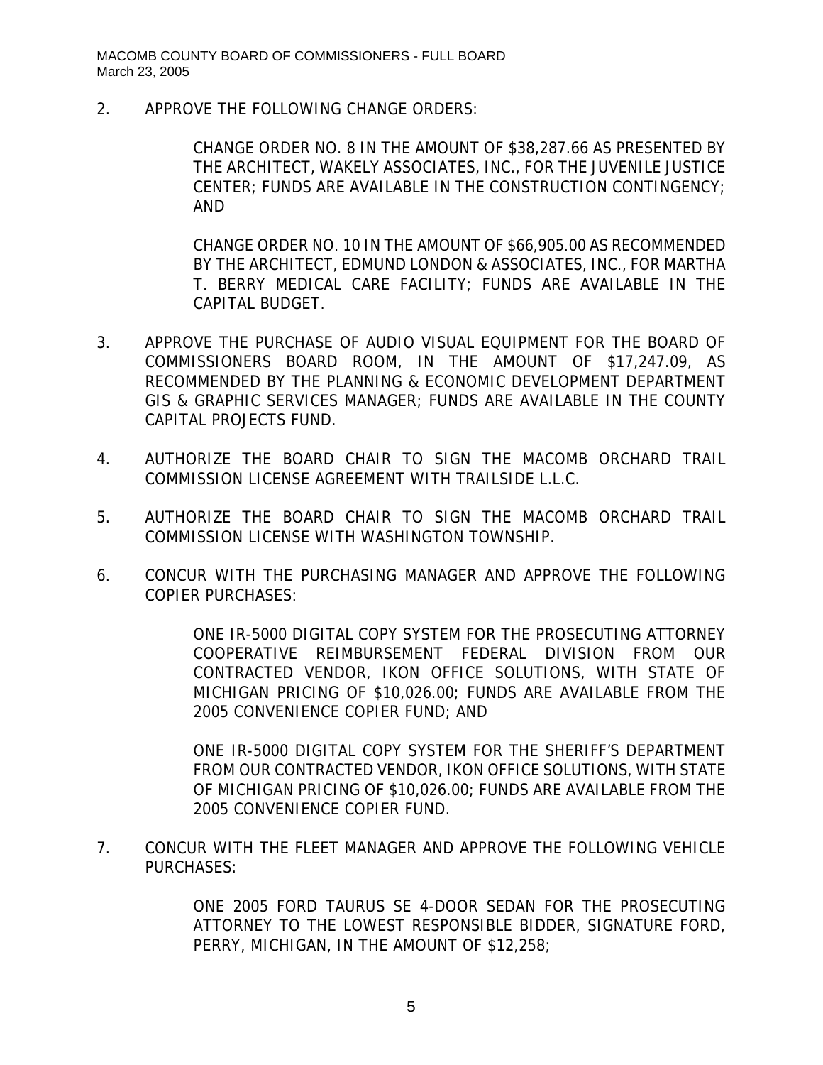2. APPROVE THE FOLLOWING CHANGE ORDERS:

   CHANGE ORDER NO. 8 IN THE AMOUNT OF $38,287.66 AS PRESENTED BY THE ARCHITECT, WAKELY ASSOCIATES, INC., FOR THE JUVENILE JUSTICE CENTER; FUNDS ARE AVAILABLE IN THE CONSTRUCTION CONTINGENCY; AND

   CHANGE ORDER NO. 10 IN THE AMOUNT OF $66,905.00 AS RECOMMENDED BY THE ARCHITECT, EDMUND LONDON & ASSOCIATES, INC., FOR MARTHA T. BERRY MEDICAL CARE FACILITY; FUNDS ARE AVAILABLE IN THE CAPITAL BUDGET.

3. APPROVE THE PURCHASE OF AUDIO VISUAL EQUIPMENT FOR THE BOARD OF COMMISSIONERS BOARD ROOM, IN THE AMOUNT OF $17,247.09, AS RECOMMENDED BY THE PLANNING & ECONOMIC DEVELOPMENT DEPARTMENT GIS & GRAPHIC SERVICES MANAGER; FUNDS ARE AVAILABLE IN THE COUNTY CAPITAL PROJECTS FUND.

4. AUTHORIZE THE BOARD CHAIR TO SIGN THE MACOMB ORCHARD TRAIL COMMISSION LICENSE AGREEMENT WITH TRAILSIDE L.L.C.

5. AUTHORIZE THE BOARD CHAIR TO SIGN THE MACOMB ORCHARD TRAIL COMMISSION LICENSE WITH WASHINGTON TOWNSHIP.

6. CONCUR WITH THE PURCHASING MANAGER AND APPROVE THE FOLLOWING COPIER PURCHASES:

   ONE IR-5000 DIGITAL COPY SYSTEM FOR THE PROSECUTING ATTORNEY COOPERATIVE REIMBURSEMENT FEDERAL DIVISION FROM OUR CONTRACTED VENDOR, IKON OFFICE SOLUTIONS, WITH STATE OF MICHIGAN PRICING OF $10,026.00; FUNDS ARE AVAILABLE FROM THE 2005 CONVENIENCE COPIER FUND; AND

   ONE IR-5000 DIGITAL COPY SYSTEM FOR THE SHERIFF'S DEPARTMENT FROM OUR CONTRACTED VENDOR, IKON OFFICE SOLUTIONS, WITH STATE OF MICHIGAN PRICING OF $10,026.00; FUNDS ARE AVAILABLE FROM THE 2005 CONVENIENCE COPIER FUND.

7. CONCUR WITH THE FLEET MANAGER AND APPROVE THE FOLLOWING VEHICLE PURCHASES:

   ONE 2005 FORD TAURUS SE 4-DOOR SEDAN FOR THE PROSECUTING ATTORNEY TO THE LOWEST RESPONSIBLE BIDDER, SIGNATURE FORD, PERRY, MICHIGAN, IN THE AMOUNT OF $12,258;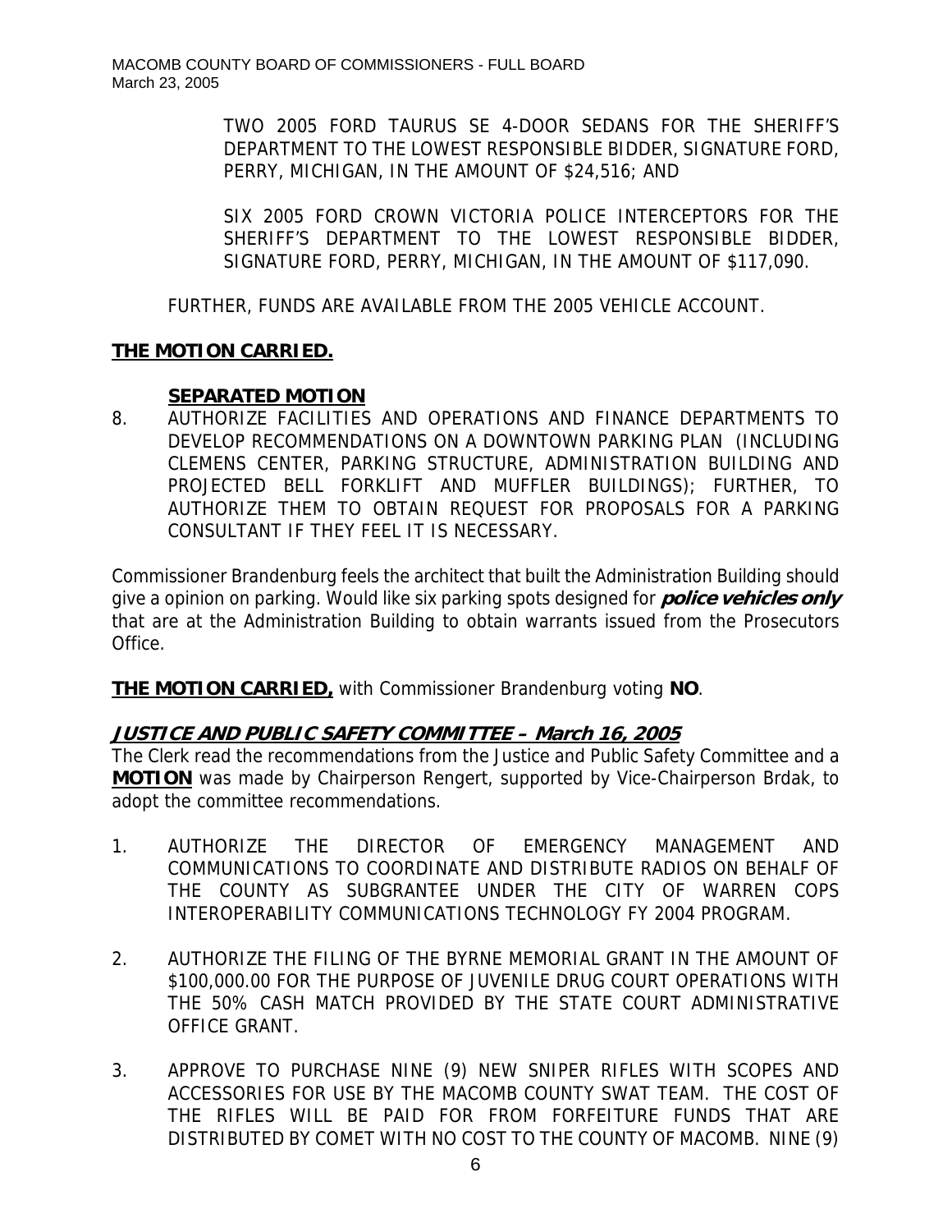TWO 2005 FORD TAURUS SE 4-DOOR SEDANS FOR THE SHERIFF'S DEPARTMENT TO THE LOWEST RESPONSIBLE BIDDER, SIGNATURE FORD, PERRY, MICHIGAN, IN THE AMOUNT OF $24,516; AND

SIX 2005 FORD CROWN VICTORIA POLICE INTERCEPTORS FOR THE SHERIFF'S DEPARTMENT TO THE LOWEST RESPONSIBLE BIDDER, SIGNATURE FORD, PERRY, MICHIGAN, IN THE AMOUNT OF $117,090.

FURTHER, FUNDS ARE AVAILABLE FROM THE 2005 VEHICLE ACCOUNT.

**THE MOTION CARRIED.**

**SEPARATED MOTION**

8. AUTHORIZE FACILITIES AND OPERATIONS AND FINANCE DEPARTMENTS TO DEVELOP RECOMMENDATIONS ON A DOWNTOWN PARKING PLAN (INCLUDING CLEMENS CENTER, PARKING STRUCTURE, ADMINISTRATION BUILDING AND PROJECTED BELL FORKLIFT AND MUFFLER BUILDINGS); FURTHER, TO AUTHORIZE THEM TO OBTAIN REQUEST FOR PROPOSALS FOR A PARKING CONSULTANT IF THEY FEEL IT IS NECESSARY.

Commissioner Brandenburg feels the architect that built the Administration Building should give a opinion on parking. Would like six parking spots designed for ***police vehicles only*** that are at the Administration Building to obtain warrants issued from the Prosecutors Office.

**THE MOTION CARRIED,** with Commissioner Brandenburg voting **NO**.

**JUSTICE AND PUBLIC SAFETY COMMITTEE – March 16, 2005**

The Clerk read the recommendations from the Justice and Public Safety Committee and a **MOTION** was made by Chairperson Rengert, supported by Vice-Chairperson Brdak, to adopt the committee recommendations.

1. AUTHORIZE THE DIRECTOR OF EMERGENCY MANAGEMENT AND COMMUNICATIONS TO COORDINATE AND DISTRIBUTE RADIOS ON BEHALF OF THE COUNTY AS SUBGRANTEE UNDER THE CITY OF WARREN COPS INTEROPERABILITY COMMUNICATIONS TECHNOLOGY FY 2004 PROGRAM.

2. AUTHORIZE THE FILING OF THE BYRNE MEMORIAL GRANT IN THE AMOUNT OF $100,000.00 FOR THE PURPOSE OF JUVENILE DRUG COURT OPERATIONS WITH THE 50% CASH MATCH PROVIDED BY THE STATE COURT ADMINISTRATIVE OFFICE GRANT.

3. APPROVE TO PURCHASE NINE (9) NEW SNIPER RIFLES WITH SCOPES AND ACCESSORIES FOR USE BY THE MACOMB COUNTY SWAT TEAM. THE COST OF THE RIFLES WILL BE PAID FOR FROM FORFEITURE FUNDS THAT ARE DISTRIBUTED BY COMET WITH NO COST TO THE COUNTY OF MACOMB. NINE (9)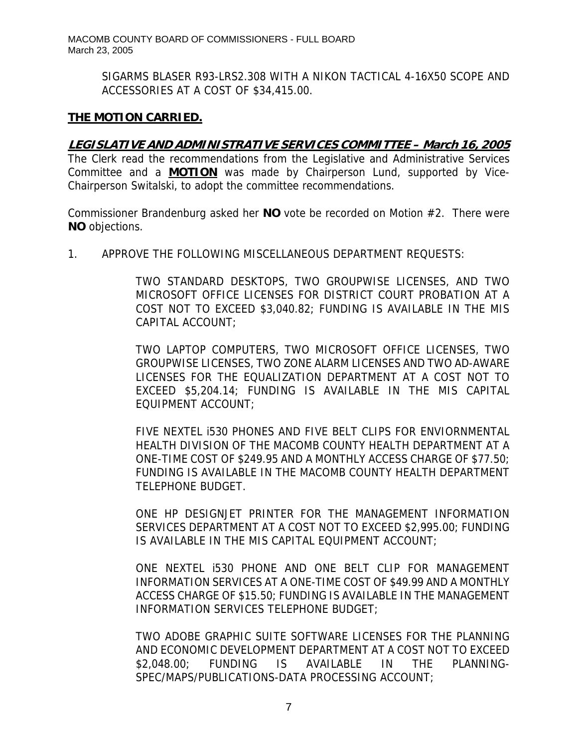SIGARMS BLASER R93-LRS2.308 WITH A NIKON TACTICAL 4-16X50 SCOPE AND ACCESSORIES AT A COST OF $34,415.00.

**THE MOTION CARRIED.**

## *LEGISLATIVE AND ADMINISTRATIVE SERVICES COMMITTEE – March 16, 2005*

The Clerk read the recommendations from the Legislative and Administrative Services Committee and a **MOTION** was made by Chairperson Lund, supported by Vice-Chairperson Switalski, to adopt the committee recommendations.

Commissioner Brandenburg asked her **NO** vote be recorded on Motion #2. There were **NO** objections.

1. APPROVE THE FOLLOWING MISCELLANEOUS DEPARTMENT REQUESTS:

   TWO STANDARD DESKTOPS, TWO GROUPWISE LICENSES, AND TWO MICROSOFT OFFICE LICENSES FOR DISTRICT COURT PROBATION AT A COST NOT TO EXCEED $3,040.82; FUNDING IS AVAILABLE IN THE MIS CAPITAL ACCOUNT;

   TWO LAPTOP COMPUTERS, TWO MICROSOFT OFFICE LICENSES, TWO GROUPWISE LICENSES, TWO ZONE ALARM LICENSES AND TWO AD-AWARE LICENSES FOR THE EQUALIZATION DEPARTMENT AT A COST NOT TO EXCEED $5,204.14; FUNDING IS AVAILABLE IN THE MIS CAPITAL EQUIPMENT ACCOUNT;

   FIVE NEXTEL i530 PHONES AND FIVE BELT CLIPS FOR ENVIORNMENTAL HEALTH DIVISION OF THE MACOMB COUNTY HEALTH DEPARTMENT AT A ONE-TIME COST OF $249.95 AND A MONTHLY ACCESS CHARGE OF $77.50; FUNDING IS AVAILABLE IN THE MACOMB COUNTY HEALTH DEPARTMENT TELEPHONE BUDGET.

   ONE HP DESIGNJET PRINTER FOR THE MANAGEMENT INFORMATION SERVICES DEPARTMENT AT A COST NOT TO EXCEED $2,995.00; FUNDING IS AVAILABLE IN THE MIS CAPITAL EQUIPMENT ACCOUNT;

   ONE NEXTEL i530 PHONE AND ONE BELT CLIP FOR MANAGEMENT INFORMATION SERVICES AT A ONE-TIME COST OF $49.99 AND A MONTHLY ACCESS CHARGE OF $15.50; FUNDING IS AVAILABLE IN THE MANAGEMENT INFORMATION SERVICES TELEPHONE BUDGET;

   TWO ADOBE GRAPHIC SUITE SOFTWARE LICENSES FOR THE PLANNING AND ECONOMIC DEVELOPMENT DEPARTMENT AT A COST NOT TO EXCEED $2,048.00; FUNDING IS AVAILABLE IN THE PLANNING-SPEC/MAPS/PUBLICATIONS-DATA PROCESSING ACCOUNT;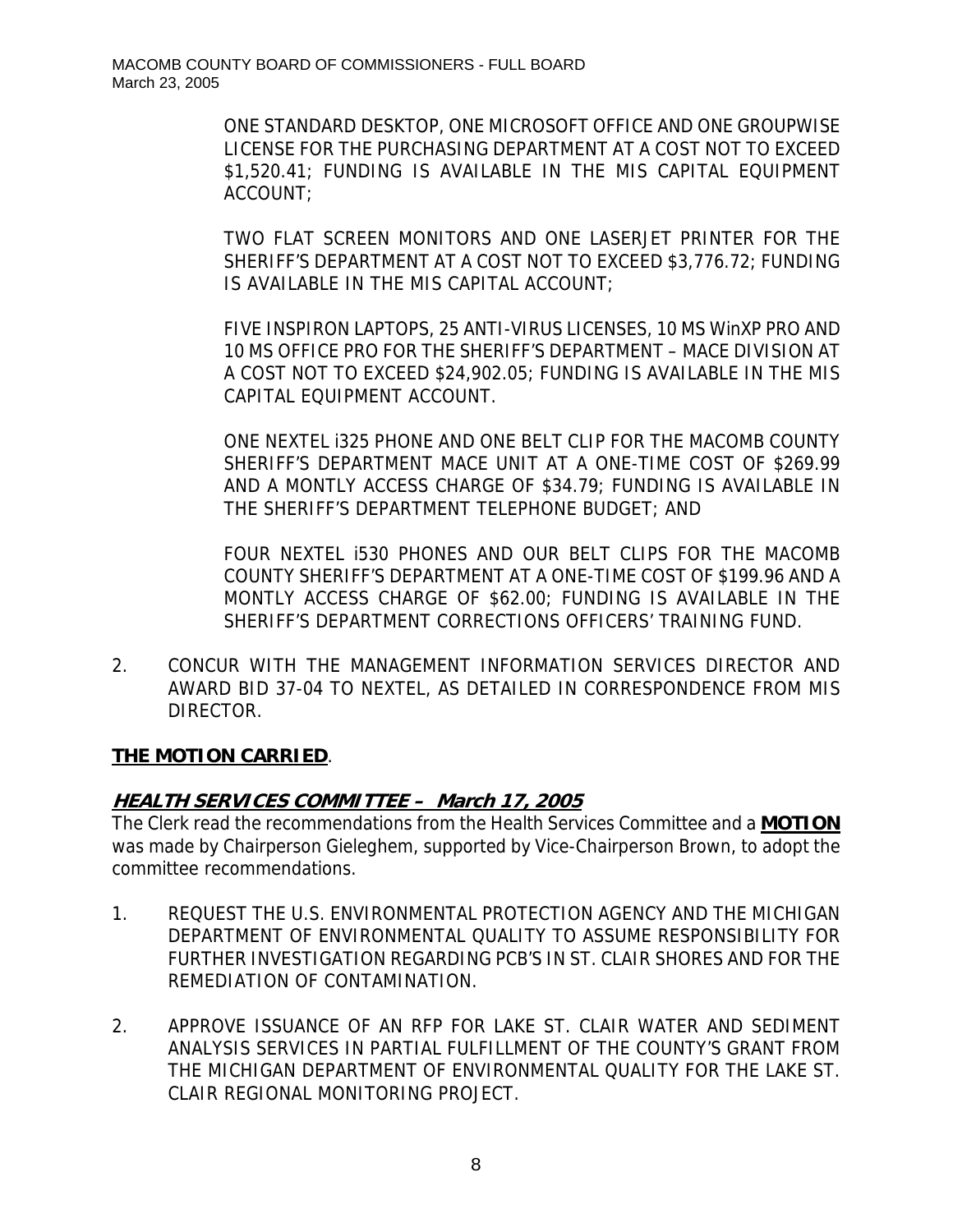ONE STANDARD DESKTOP, ONE MICROSOFT OFFICE AND ONE GROUPWISE LICENSE FOR THE PURCHASING DEPARTMENT AT A COST NOT TO EXCEED $1,520.41; FUNDING IS AVAILABLE IN THE MIS CAPITAL EQUIPMENT ACCOUNT;

TWO FLAT SCREEN MONITORS AND ONE LASERJET PRINTER FOR THE SHERIFF'S DEPARTMENT AT A COST NOT TO EXCEED $3,776.72; FUNDING IS AVAILABLE IN THE MIS CAPITAL ACCOUNT;

FIVE INSPIRON LAPTOPS, 25 ANTI-VIRUS LICENSES, 10 MS WinXP PRO AND 10 MS OFFICE PRO FOR THE SHERIFF'S DEPARTMENT – MACE DIVISION AT A COST NOT TO EXCEED $24,902.05; FUNDING IS AVAILABLE IN THE MIS CAPITAL EQUIPMENT ACCOUNT.

ONE NEXTEL i325 PHONE AND ONE BELT CLIP FOR THE MACOMB COUNTY SHERIFF'S DEPARTMENT MACE UNIT AT A ONE-TIME COST OF $269.99 AND A MONTLY ACCESS CHARGE OF $34.79; FUNDING IS AVAILABLE IN THE SHERIFF'S DEPARTMENT TELEPHONE BUDGET; AND

FOUR NEXTEL i530 PHONES AND OUR BELT CLIPS FOR THE MACOMB COUNTY SHERIFF'S DEPARTMENT AT A ONE-TIME COST OF $199.96 AND A MONTLY ACCESS CHARGE OF $62.00; FUNDING IS AVAILABLE IN THE SHERIFF'S DEPARTMENT CORRECTIONS OFFICERS' TRAINING FUND.

2. CONCUR WITH THE MANAGEMENT INFORMATION SERVICES DIRECTOR AND AWARD BID 37-04 TO NEXTEL, AS DETAILED IN CORRESPONDENCE FROM MIS DIRECTOR.

**THE MOTION CARRIED**.

## HEALTH SERVICES COMMITTEE – March 17, 2005

The Clerk read the recommendations from the Health Services Committee and a **MOTION** was made by Chairperson Gieleghem, supported by Vice-Chairperson Brown, to adopt the committee recommendations.

1. REQUEST THE U.S. ENVIRONMENTAL PROTECTION AGENCY AND THE MICHIGAN DEPARTMENT OF ENVIRONMENTAL QUALITY TO ASSUME RESPONSIBILITY FOR FURTHER INVESTIGATION REGARDING PCB'S IN ST. CLAIR SHORES AND FOR THE REMEDIATION OF CONTAMINATION.

2. APPROVE ISSUANCE OF AN RFP FOR LAKE ST. CLAIR WATER AND SEDIMENT ANALYSIS SERVICES IN PARTIAL FULFILLMENT OF THE COUNTY'S GRANT FROM THE MICHIGAN DEPARTMENT OF ENVIRONMENTAL QUALITY FOR THE LAKE ST. CLAIR REGIONAL MONITORING PROJECT.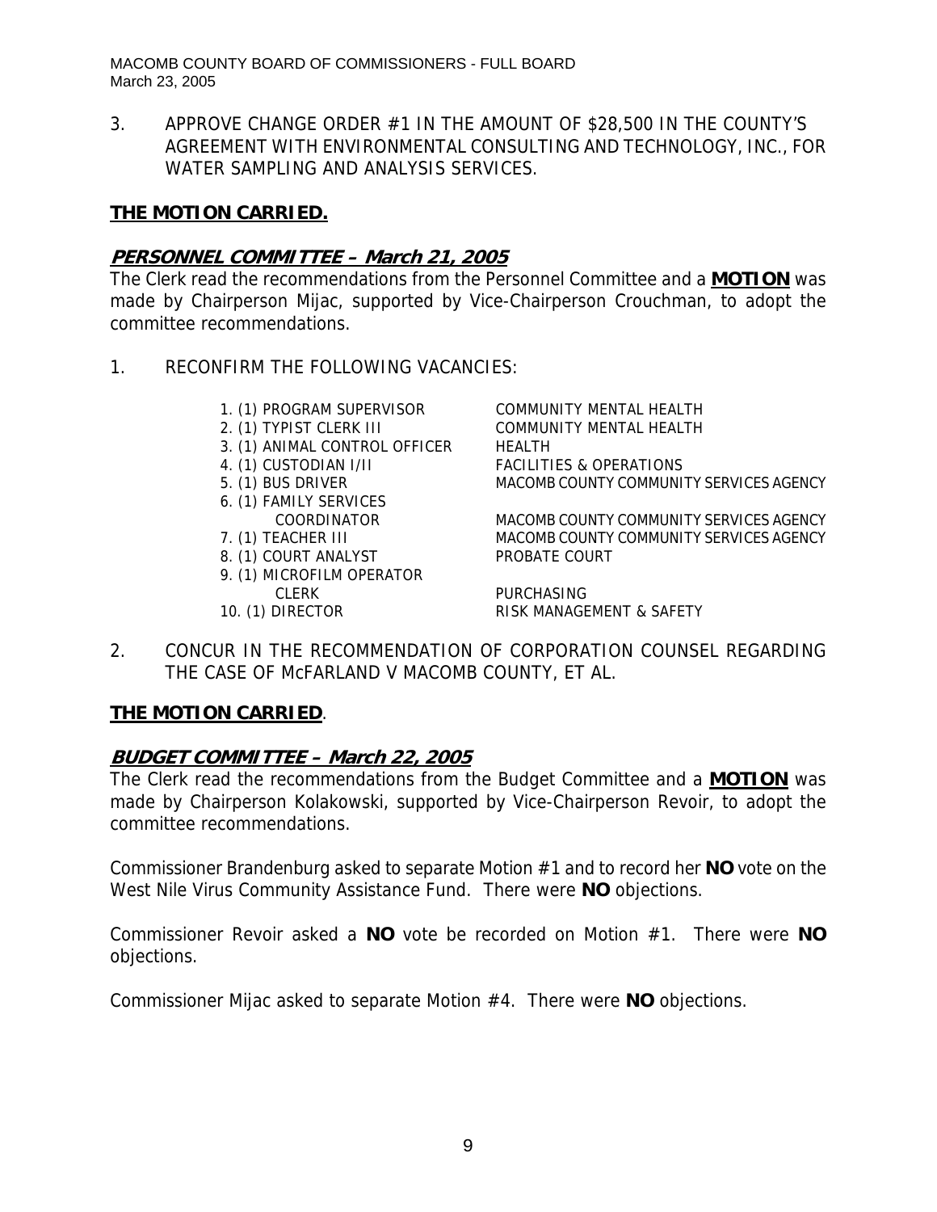3. APPROVE CHANGE ORDER #1 IN THE AMOUNT OF $28,500 IN THE COUNTY'S AGREEMENT WITH ENVIRONMENTAL CONSULTING AND TECHNOLOGY, INC., FOR WATER SAMPLING AND ANALYSIS SERVICES.

**THE MOTION CARRIED.**

## ***PERSONNEL COMMITTEE – March 21, 2005***

The Clerk read the recommendations from the Personnel Committee and a **MOTION** was made by Chairperson Mijac, supported by Vice-Chairperson Crouchman, to adopt the committee recommendations.

1. RECONFIRM THE FOLLOWING VACANCIES:

| | |
|---|---|
| 1. (1) PROGRAM SUPERVISOR | COMMUNITY MENTAL HEALTH |
| 2. (1) TYPIST CLERK III | COMMUNITY MENTAL HEALTH |
| 3. (1) ANIMAL CONTROL OFFICER | HEALTH |
| 4. (1) CUSTODIAN I/II | FACILITIES & OPERATIONS |
| 5. (1) BUS DRIVER | MACOMB COUNTY COMMUNITY SERVICES AGENCY |
| 6. (1) FAMILY SERVICES COORDINATOR | MACOMB COUNTY COMMUNITY SERVICES AGENCY |
| 7. (1) TEACHER III | MACOMB COUNTY COMMUNITY SERVICES AGENCY |
| 8. (1) COURT ANALYST | PROBATE COURT |
| 9. (1) MICROFILM OPERATOR CLERK | PURCHASING |
| 10. (1) DIRECTOR | RISK MANAGEMENT & SAFETY |

2. CONCUR IN THE RECOMMENDATION OF CORPORATION COUNSEL REGARDING THE CASE OF McFARLAND V MACOMB COUNTY, ET AL.

**THE MOTION CARRIED**.

## ***BUDGET COMMITTEE – March 22, 2005***

The Clerk read the recommendations from the Budget Committee and a **MOTION** was made by Chairperson Kolakowski, supported by Vice-Chairperson Revoir, to adopt the committee recommendations.

Commissioner Brandenburg asked to separate Motion #1 and to record her **NO** vote on the West Nile Virus Community Assistance Fund. There were **NO** objections.

Commissioner Revoir asked a **NO** vote be recorded on Motion #1. There were **NO** objections.

Commissioner Mijac asked to separate Motion #4. There were **NO** objections.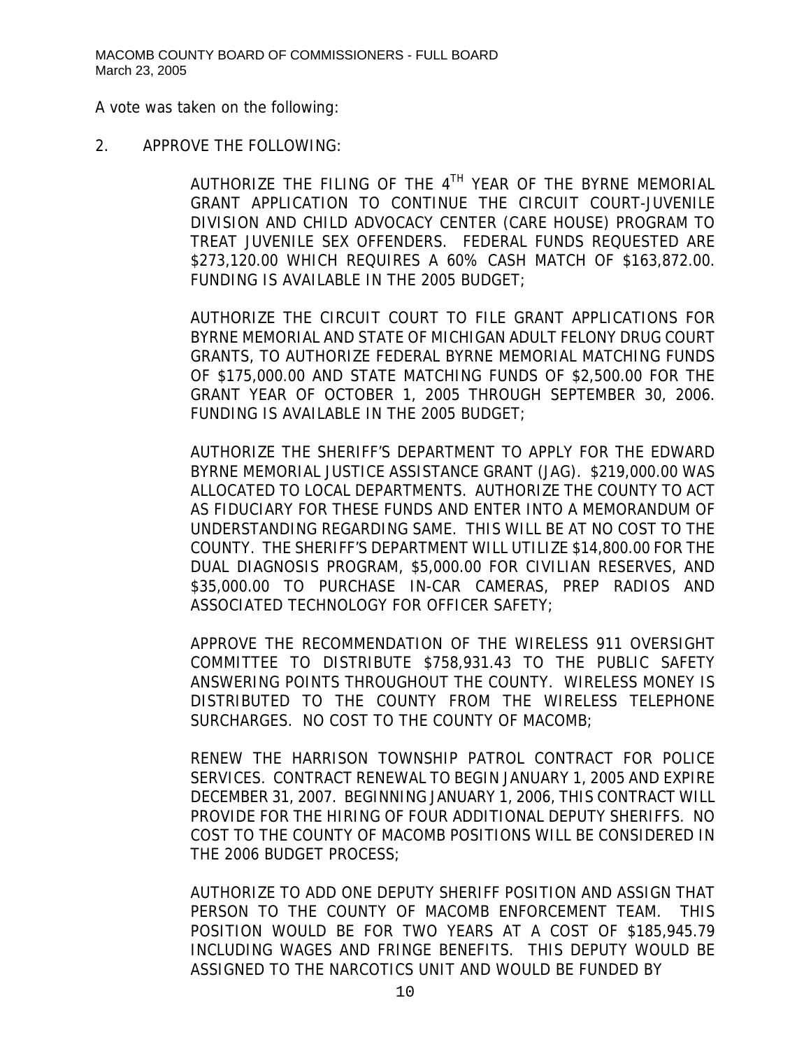A vote was taken on the following:

2. APPROVE THE FOLLOWING:

   AUTHORIZE THE FILING OF THE 4TH YEAR OF THE BYRNE MEMORIAL GRANT APPLICATION TO CONTINUE THE CIRCUIT COURT-JUVENILE DIVISION AND CHILD ADVOCACY CENTER (CARE HOUSE) PROGRAM TO TREAT JUVENILE SEX OFFENDERS. FEDERAL FUNDS REQUESTED ARE $273,120.00 WHICH REQUIRES A 60% CASH MATCH OF $163,872.00. FUNDING IS AVAILABLE IN THE 2005 BUDGET;

   AUTHORIZE THE CIRCUIT COURT TO FILE GRANT APPLICATIONS FOR BYRNE MEMORIAL AND STATE OF MICHIGAN ADULT FELONY DRUG COURT GRANTS, TO AUTHORIZE FEDERAL BYRNE MEMORIAL MATCHING FUNDS OF $175,000.00 AND STATE MATCHING FUNDS OF $2,500.00 FOR THE GRANT YEAR OF OCTOBER 1, 2005 THROUGH SEPTEMBER 30, 2006. FUNDING IS AVAILABLE IN THE 2005 BUDGET;

   AUTHORIZE THE SHERIFF'S DEPARTMENT TO APPLY FOR THE EDWARD BYRNE MEMORIAL JUSTICE ASSISTANCE GRANT (JAG). $219,000.00 WAS ALLOCATED TO LOCAL DEPARTMENTS. AUTHORIZE THE COUNTY TO ACT AS FIDUCIARY FOR THESE FUNDS AND ENTER INTO A MEMORANDUM OF UNDERSTANDING REGARDING SAME. THIS WILL BE AT NO COST TO THE COUNTY. THE SHERIFF'S DEPARTMENT WILL UTILIZE $14,800.00 FOR THE DUAL DIAGNOSIS PROGRAM, $5,000.00 FOR CIVILIAN RESERVES, AND $35,000.00 TO PURCHASE IN-CAR CAMERAS, PREP RADIOS AND ASSOCIATED TECHNOLOGY FOR OFFICER SAFETY;

   APPROVE THE RECOMMENDATION OF THE WIRELESS 911 OVERSIGHT COMMITTEE TO DISTRIBUTE $758,931.43 TO THE PUBLIC SAFETY ANSWERING POINTS THROUGHOUT THE COUNTY. WIRELESS MONEY IS DISTRIBUTED TO THE COUNTY FROM THE WIRELESS TELEPHONE SURCHARGES. NO COST TO THE COUNTY OF MACOMB;

   RENEW THE HARRISON TOWNSHIP PATROL CONTRACT FOR POLICE SERVICES. CONTRACT RENEWAL TO BEGIN JANUARY 1, 2005 AND EXPIRE DECEMBER 31, 2007. BEGINNING JANUARY 1, 2006, THIS CONTRACT WILL PROVIDE FOR THE HIRING OF FOUR ADDITIONAL DEPUTY SHERIFFS. NO COST TO THE COUNTY OF MACOMB POSITIONS WILL BE CONSIDERED IN THE 2006 BUDGET PROCESS;

   AUTHORIZE TO ADD ONE DEPUTY SHERIFF POSITION AND ASSIGN THAT PERSON TO THE COUNTY OF MACOMB ENFORCEMENT TEAM. THIS POSITION WOULD BE FOR TWO YEARS AT A COST OF $185,945.79 INCLUDING WAGES AND FRINGE BENEFITS. THIS DEPUTY WOULD BE ASSIGNED TO THE NARCOTICS UNIT AND WOULD BE FUNDED BY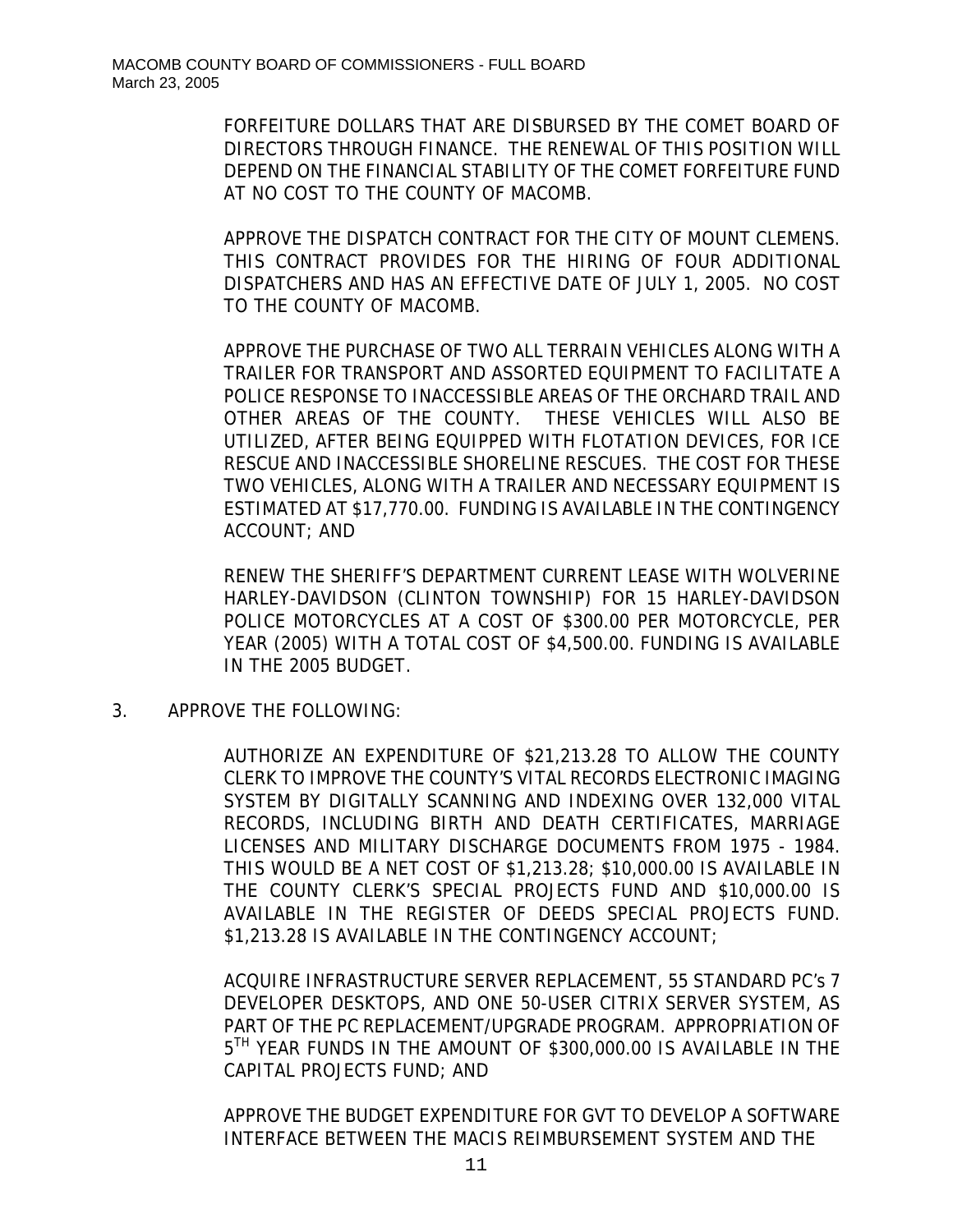FORFEITURE DOLLARS THAT ARE DISBURSED BY THE COMET BOARD OF DIRECTORS THROUGH FINANCE. THE RENEWAL OF THIS POSITION WILL DEPEND ON THE FINANCIAL STABILITY OF THE COMET FORFEITURE FUND AT NO COST TO THE COUNTY OF MACOMB.

APPROVE THE DISPATCH CONTRACT FOR THE CITY OF MOUNT CLEMENS. THIS CONTRACT PROVIDES FOR THE HIRING OF FOUR ADDITIONAL DISPATCHERS AND HAS AN EFFECTIVE DATE OF JULY 1, 2005. NO COST TO THE COUNTY OF MACOMB.

APPROVE THE PURCHASE OF TWO ALL TERRAIN VEHICLES ALONG WITH A TRAILER FOR TRANSPORT AND ASSORTED EQUIPMENT TO FACILITATE A POLICE RESPONSE TO INACCESSIBLE AREAS OF THE ORCHARD TRAIL AND OTHER AREAS OF THE COUNTY. THESE VEHICLES WILL ALSO BE UTILIZED, AFTER BEING EQUIPPED WITH FLOTATION DEVICES, FOR ICE RESCUE AND INACCESSIBLE SHORELINE RESCUES. THE COST FOR THESE TWO VEHICLES, ALONG WITH A TRAILER AND NECESSARY EQUIPMENT IS ESTIMATED AT $17,770.00. FUNDING IS AVAILABLE IN THE CONTINGENCY ACCOUNT; AND

RENEW THE SHERIFF'S DEPARTMENT CURRENT LEASE WITH WOLVERINE HARLEY-DAVIDSON (CLINTON TOWNSHIP) FOR 15 HARLEY-DAVIDSON POLICE MOTORCYCLES AT A COST OF $300.00 PER MOTORCYCLE, PER YEAR (2005) WITH A TOTAL COST OF $4,500.00. FUNDING IS AVAILABLE IN THE 2005 BUDGET.

3. APPROVE THE FOLLOWING:

AUTHORIZE AN EXPENDITURE OF $21,213.28 TO ALLOW THE COUNTY CLERK TO IMPROVE THE COUNTY'S VITAL RECORDS ELECTRONIC IMAGING SYSTEM BY DIGITALLY SCANNING AND INDEXING OVER 132,000 VITAL RECORDS, INCLUDING BIRTH AND DEATH CERTIFICATES, MARRIAGE LICENSES AND MILITARY DISCHARGE DOCUMENTS FROM 1975 - 1984. THIS WOULD BE A NET COST OF $1,213.28; $10,000.00 IS AVAILABLE IN THE COUNTY CLERK'S SPECIAL PROJECTS FUND AND $10,000.00 IS AVAILABLE IN THE REGISTER OF DEEDS SPECIAL PROJECTS FUND. $1,213.28 IS AVAILABLE IN THE CONTINGENCY ACCOUNT;

ACQUIRE INFRASTRUCTURE SERVER REPLACEMENT, 55 STANDARD PC's 7 DEVELOPER DESKTOPS, AND ONE 50-USER CITRIX SERVER SYSTEM, AS PART OF THE PC REPLACEMENT/UPGRADE PROGRAM. APPROPRIATION OF 5TH YEAR FUNDS IN THE AMOUNT OF $300,000.00 IS AVAILABLE IN THE CAPITAL PROJECTS FUND; AND

APPROVE THE BUDGET EXPENDITURE FOR GVT TO DEVELOP A SOFTWARE INTERFACE BETWEEN THE MACIS REIMBURSEMENT SYSTEM AND THE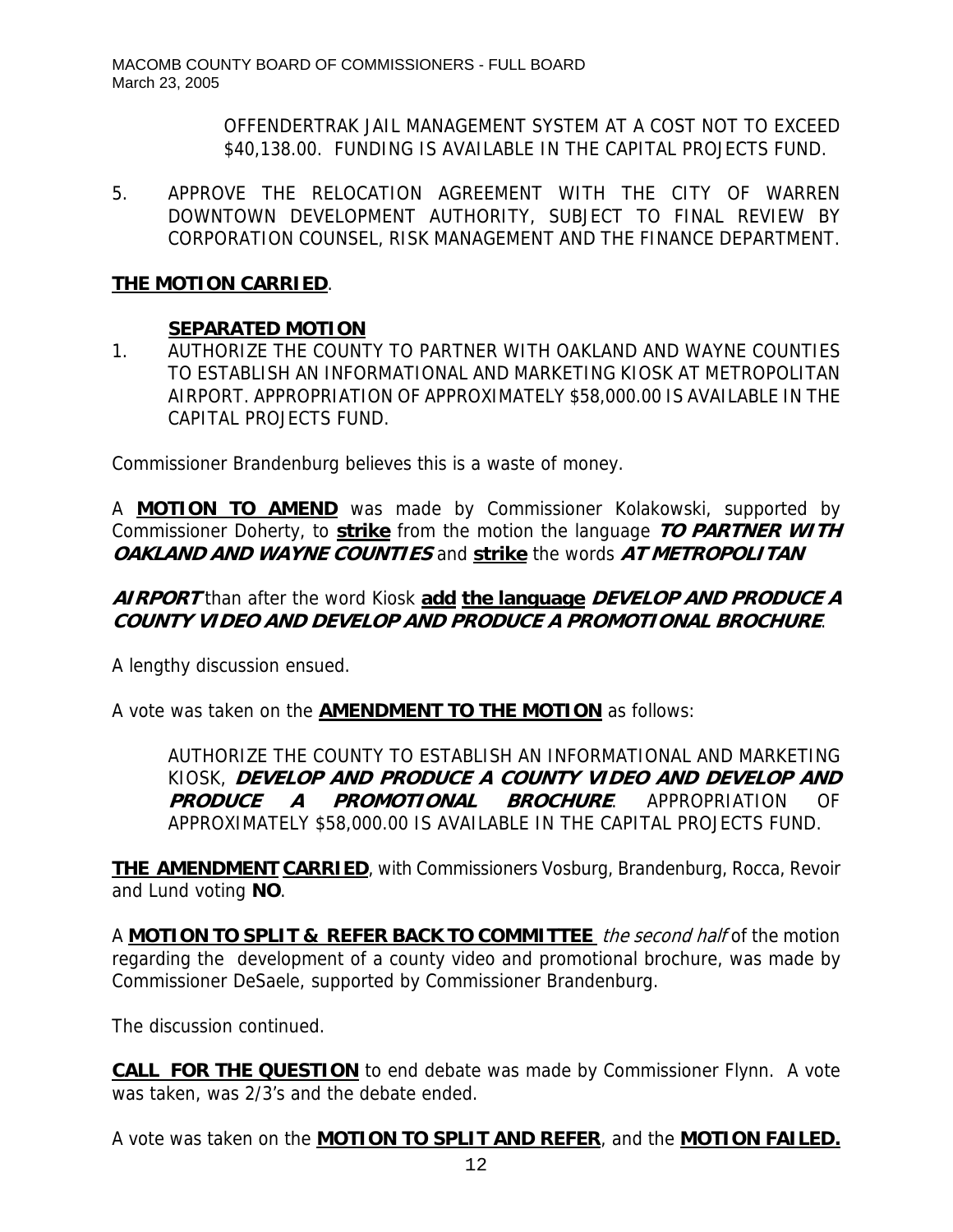OFFENDERTRAK JAIL MANAGEMENT SYSTEM AT A COST NOT TO EXCEED $40,138.00. FUNDING IS AVAILABLE IN THE CAPITAL PROJECTS FUND.

5. APPROVE THE RELOCATION AGREEMENT WITH THE CITY OF WARREN DOWNTOWN DEVELOPMENT AUTHORITY, SUBJECT TO FINAL REVIEW BY CORPORATION COUNSEL, RISK MANAGEMENT AND THE FINANCE DEPARTMENT.

**THE MOTION CARRIED**.

**SEPARATED MOTION**

1. AUTHORIZE THE COUNTY TO PARTNER WITH OAKLAND AND WAYNE COUNTIES TO ESTABLISH AN INFORMATIONAL AND MARKETING KIOSK AT METROPOLITAN AIRPORT. APPROPRIATION OF APPROXIMATELY $58,000.00 IS AVAILABLE IN THE CAPITAL PROJECTS FUND.

Commissioner Brandenburg believes this is a waste of money.

A **MOTION TO AMEND** was made by Commissioner Kolakowski, supported by Commissioner Doherty, to **strike** from the motion the language ***TO PARTNER WITH OAKLAND AND WAYNE COUNTIES*** and **strike** the words ***AT METROPOLITAN AIRPORT*** than after the word Kiosk **add the language** ***DEVELOP AND PRODUCE A COUNTY VIDEO AND DEVELOP AND PRODUCE A PROMOTIONAL BROCHURE***.

A lengthy discussion ensued.

A vote was taken on the **AMENDMENT TO THE MOTION** as follows:

> AUTHORIZE THE COUNTY TO ESTABLISH AN INFORMATIONAL AND MARKETING KIOSK, ***DEVELOP AND PRODUCE A COUNTY VIDEO AND DEVELOP AND PRODUCE A PROMOTIONAL BROCHURE***. APPROPRIATION OF APPROXIMATELY $58,000.00 IS AVAILABLE IN THE CAPITAL PROJECTS FUND.

**THE AMENDMENT CARRIED**, with Commissioners Vosburg, Brandenburg, Rocca, Revoir and Lund voting **NO**.

A **MOTION TO SPLIT & REFER BACK TO COMMITTEE** *the second half* of the motion regarding the development of a county video and promotional brochure, was made by Commissioner DeSaele, supported by Commissioner Brandenburg.

The discussion continued.

**CALL FOR THE QUESTION** to end debate was made by Commissioner Flynn. A vote was taken, was 2/3's and the debate ended.

A vote was taken on the **MOTION TO SPLIT AND REFER**, and the **MOTION FAILED.**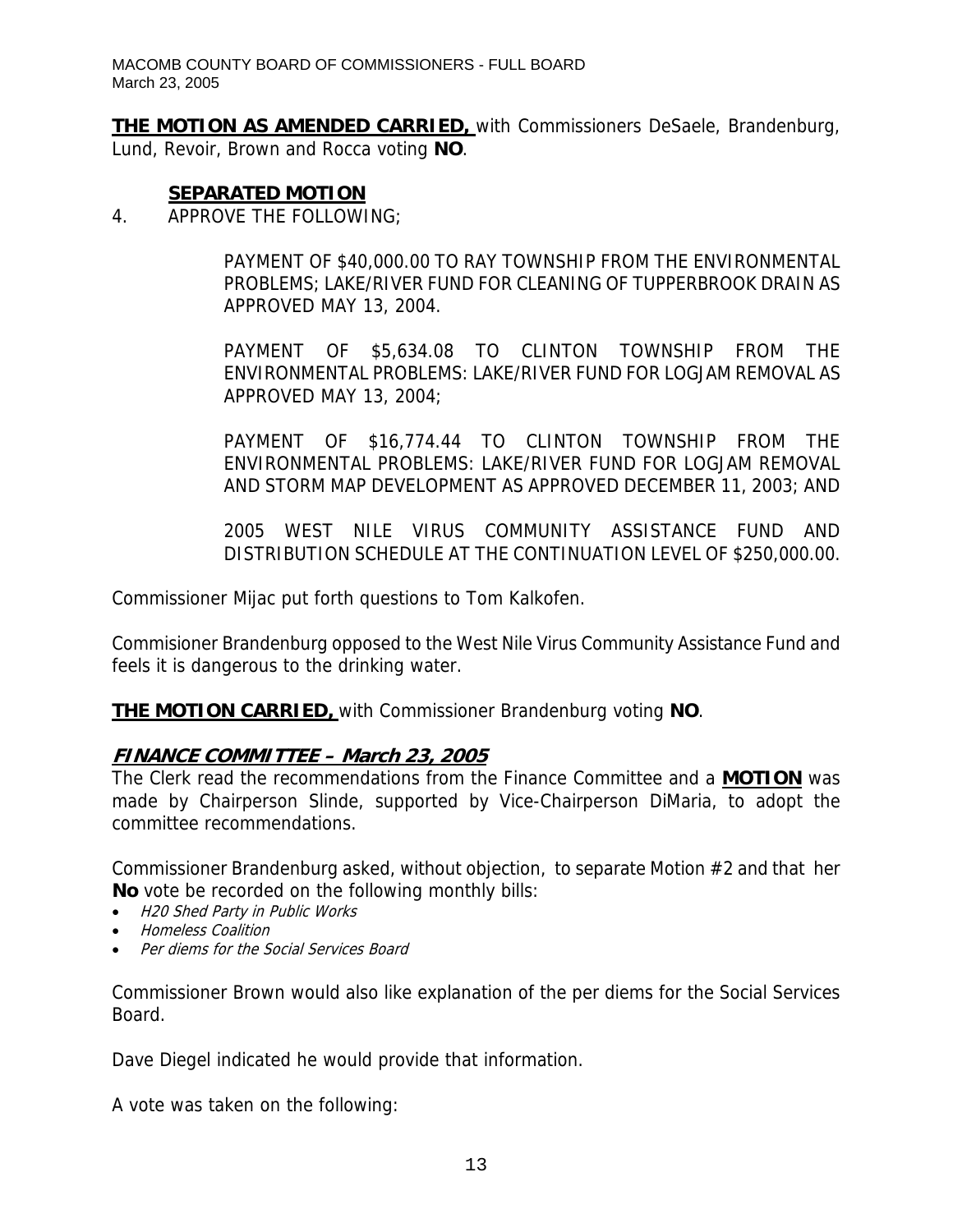**THE MOTION AS AMENDED CARRIED,** with Commissioners DeSaele, Brandenburg, Lund, Revoir, Brown and Rocca voting **NO**.

**SEPARATED MOTION**

4. APPROVE THE FOLLOWING;

   PAYMENT OF $40,000.00 TO RAY TOWNSHIP FROM THE ENVIRONMENTAL PROBLEMS; LAKE/RIVER FUND FOR CLEANING OF TUPPERBROOK DRAIN AS APPROVED MAY 13, 2004.

   PAYMENT OF $5,634.08 TO CLINTON TOWNSHIP FROM THE ENVIRONMENTAL PROBLEMS: LAKE/RIVER FUND FOR LOGJAM REMOVAL AS APPROVED MAY 13, 2004;

   PAYMENT OF $16,774.44 TO CLINTON TOWNSHIP FROM THE ENVIRONMENTAL PROBLEMS: LAKE/RIVER FUND FOR LOGJAM REMOVAL AND STORM MAP DEVELOPMENT AS APPROVED DECEMBER 11, 2003; AND

   2005 WEST NILE VIRUS COMMUNITY ASSISTANCE FUND AND DISTRIBUTION SCHEDULE AT THE CONTINUATION LEVEL OF $250,000.00.

Commissioner Mijac put forth questions to Tom Kalkofen.

Commisioner Brandenburg opposed to the West Nile Virus Community Assistance Fund and feels it is dangerous to the drinking water.

**THE MOTION CARRIED,** with Commissioner Brandenburg voting **NO**.

## FINANCE COMMITTEE – March 23, 2005

The Clerk read the recommendations from the Finance Committee and a **MOTION** was made by Chairperson Slinde, supported by Vice-Chairperson DiMaria, to adopt the committee recommendations.

Commissioner Brandenburg asked, without objection, to separate Motion #2 and that her **No** vote be recorded on the following monthly bills:

- *H20 Shed Party in Public Works*
- *Homeless Coalition*
- *Per diems for the Social Services Board*

Commissioner Brown would also like explanation of the per diems for the Social Services Board.

Dave Diegel indicated he would provide that information.

A vote was taken on the following: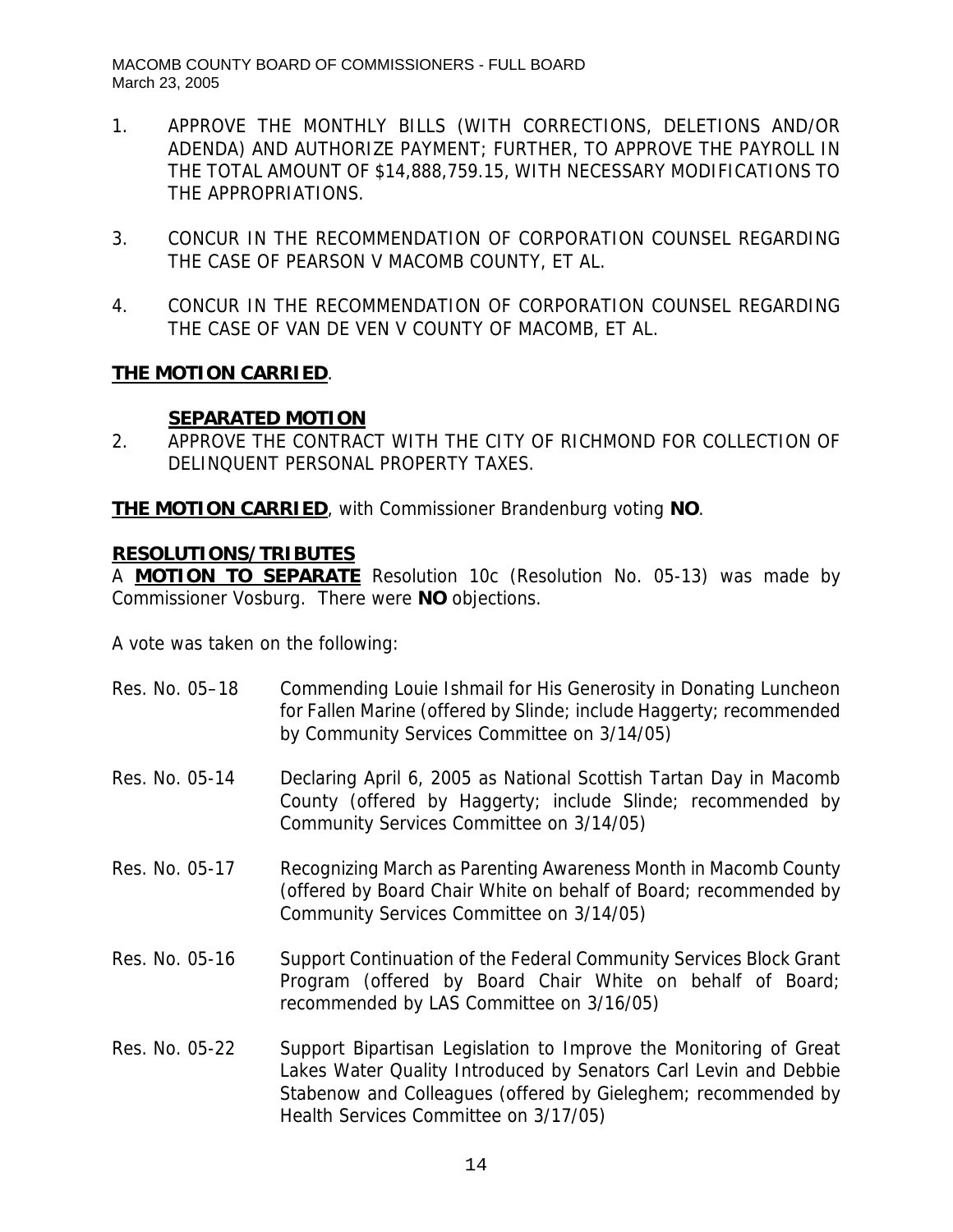1. APPROVE THE MONTHLY BILLS (WITH CORRECTIONS, DELETIONS AND/OR ADENDA) AND AUTHORIZE PAYMENT; FURTHER, TO APPROVE THE PAYROLL IN THE TOTAL AMOUNT OF $14,888,759.15, WITH NECESSARY MODIFICATIONS TO THE APPROPRIATIONS.

3. CONCUR IN THE RECOMMENDATION OF CORPORATION COUNSEL REGARDING THE CASE OF PEARSON V MACOMB COUNTY, ET AL.

4. CONCUR IN THE RECOMMENDATION OF CORPORATION COUNSEL REGARDING THE CASE OF VAN DE VEN V COUNTY OF MACOMB, ET AL.

**THE MOTION CARRIED**.

**SEPARATED MOTION**

2. APPROVE THE CONTRACT WITH THE CITY OF RICHMOND FOR COLLECTION OF DELINQUENT PERSONAL PROPERTY TAXES.

**THE MOTION CARRIED**, with Commissioner Brandenburg voting **NO**.

**RESOLUTIONS/TRIBUTES**

A **MOTION TO SEPARATE** Resolution 10c (Resolution No. 05-13) was made by Commissioner Vosburg. There were **NO** objections.

A vote was taken on the following:

Res. No. 05–18 Commending Louie Ishmail for His Generosity in Donating Luncheon for Fallen Marine (offered by Slinde; include Haggerty; recommended by Community Services Committee on 3/14/05)

Res. No. 05-14 Declaring April 6, 2005 as National Scottish Tartan Day in Macomb County (offered by Haggerty; include Slinde; recommended by Community Services Committee on 3/14/05)

Res. No. 05-17 Recognizing March as Parenting Awareness Month in Macomb County (offered by Board Chair White on behalf of Board; recommended by Community Services Committee on 3/14/05)

Res. No. 05-16 Support Continuation of the Federal Community Services Block Grant Program (offered by Board Chair White on behalf of Board; recommended by LAS Committee on 3/16/05)

Res. No. 05-22 Support Bipartisan Legislation to Improve the Monitoring of Great Lakes Water Quality Introduced by Senators Carl Levin and Debbie Stabenow and Colleagues (offered by Gieleghem; recommended by Health Services Committee on 3/17/05)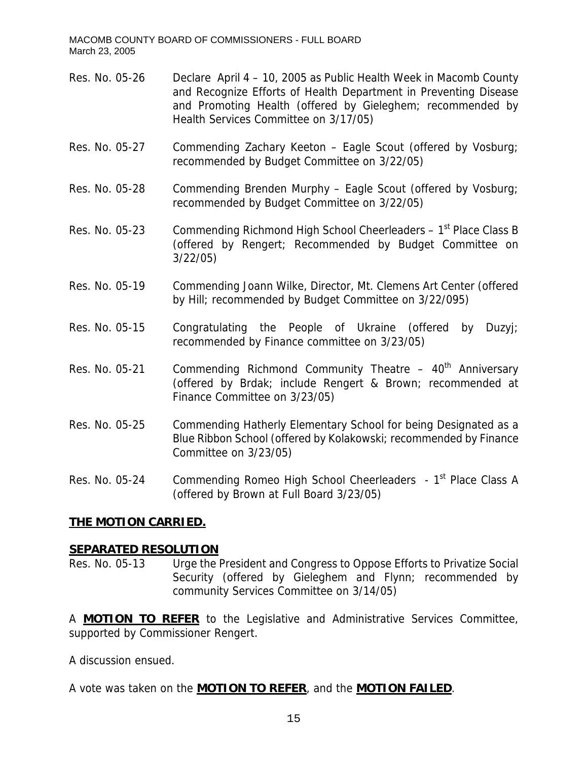Res. No. 05-26 Declare April 4 – 10, 2005 as Public Health Week in Macomb County and Recognize Efforts of Health Department in Preventing Disease and Promoting Health (offered by Gieleghem; recommended by Health Services Committee on 3/17/05)

Res. No. 05-27 Commending Zachary Keeton – Eagle Scout (offered by Vosburg; recommended by Budget Committee on 3/22/05)

Res. No. 05-28 Commending Brenden Murphy – Eagle Scout (offered by Vosburg; recommended by Budget Committee on 3/22/05)

Res. No. 05-23 Commending Richmond High School Cheerleaders – 1st Place Class B (offered by Rengert; Recommended by Budget Committee on 3/22/05)

Res. No. 05-19 Commending Joann Wilke, Director, Mt. Clemens Art Center (offered by Hill; recommended by Budget Committee on 3/22/095)

Res. No. 05-15 Congratulating the People of Ukraine (offered by Duzyj; recommended by Finance committee on 3/23/05)

Res. No. 05-21 Commending Richmond Community Theatre – 40th Anniversary (offered by Brdak; include Rengert & Brown; recommended at Finance Committee on 3/23/05)

Res. No. 05-25 Commending Hatherly Elementary School for being Designated as a Blue Ribbon School (offered by Kolakowski; recommended by Finance Committee on 3/23/05)

Res. No. 05-24 Commending Romeo High School Cheerleaders - 1st Place Class A (offered by Brown at Full Board 3/23/05)

**THE MOTION CARRIED.**

**SEPARATED RESOLUTION**

Res. No. 05-13 Urge the President and Congress to Oppose Efforts to Privatize Social Security (offered by Gieleghem and Flynn; recommended by community Services Committee on 3/14/05)

A **MOTION TO REFER** to the Legislative and Administrative Services Committee, supported by Commissioner Rengert.

A discussion ensued.

A vote was taken on the **MOTION TO REFER**, and the **MOTION FAILED**.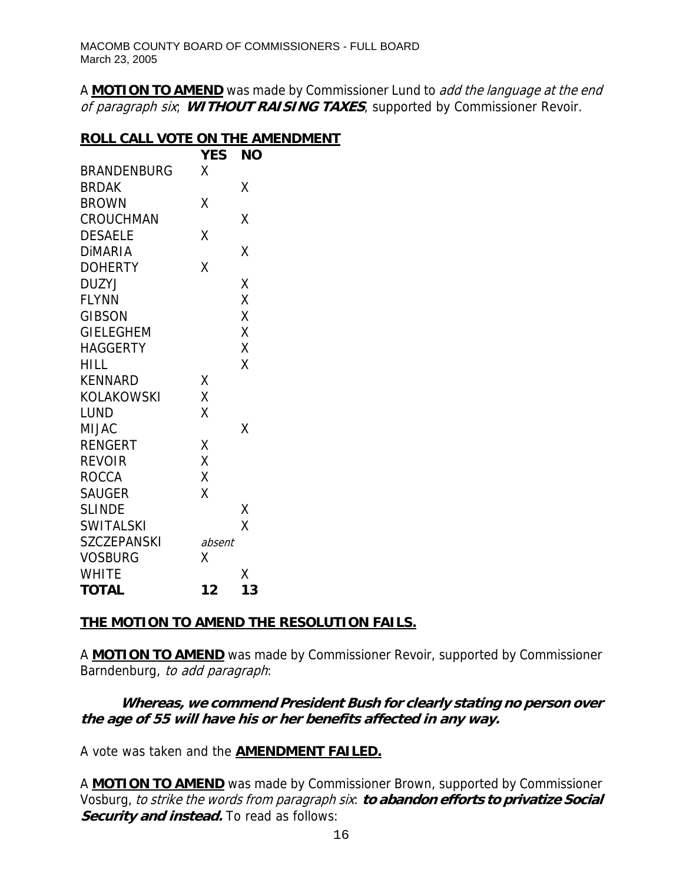A **MOTION TO AMEND** was made by Commissioner Lund to *add the language at the end of paragraph six*; ***WITHOUT RAISING TAXES***, supported by Commissioner Revoir.

## ROLL CALL VOTE ON THE AMENDMENT

| | YES | NO |
|---|---|---|
| BRANDENBURG | X | |
| BRDAK | | X |
| BROWN | X | |
| CROUCHMAN | | X |
| DESAELE | X | |
| DiMARIA | | X |
| DOHERTY | X | |
| DUZYJ | | X |
| FLYNN | | X |
| GIBSON | | X |
| GIELEGHEM | | X |
| HAGGERTY | | X |
| HILL | | X |
| KENNARD | X | |
| KOLAKOWSKI | X | |
| LUND | X | |
| MIJAC | | X |
| RENGERT | X | |
| REVOIR | X | |
| ROCCA | X | |
| SAUGER | X | |
| SLINDE | | X |
| SWITALSKI | | X |
| SZCZEPANSKI | *absent* | |
| VOSBURG | X | |
| WHITE | | X |
| **TOTAL** | **12** | **13** |

**THE MOTION TO AMEND THE RESOLUTION FAILS.**

A **MOTION TO AMEND** was made by Commissioner Revoir, supported by Commissioner Barndenburg, *to add paragraph*:

***Whereas, we commend President Bush for clearly stating no person over the age of 55 will have his or her benefits affected in any way.***

A vote was taken and the **AMENDMENT FAILED.**

A **MOTION TO AMEND** was made by Commissioner Brown, supported by Commissioner Vosburg, *to strike the words from paragraph six*: ***to abandon efforts to privatize Social Security and instead.*** To read as follows: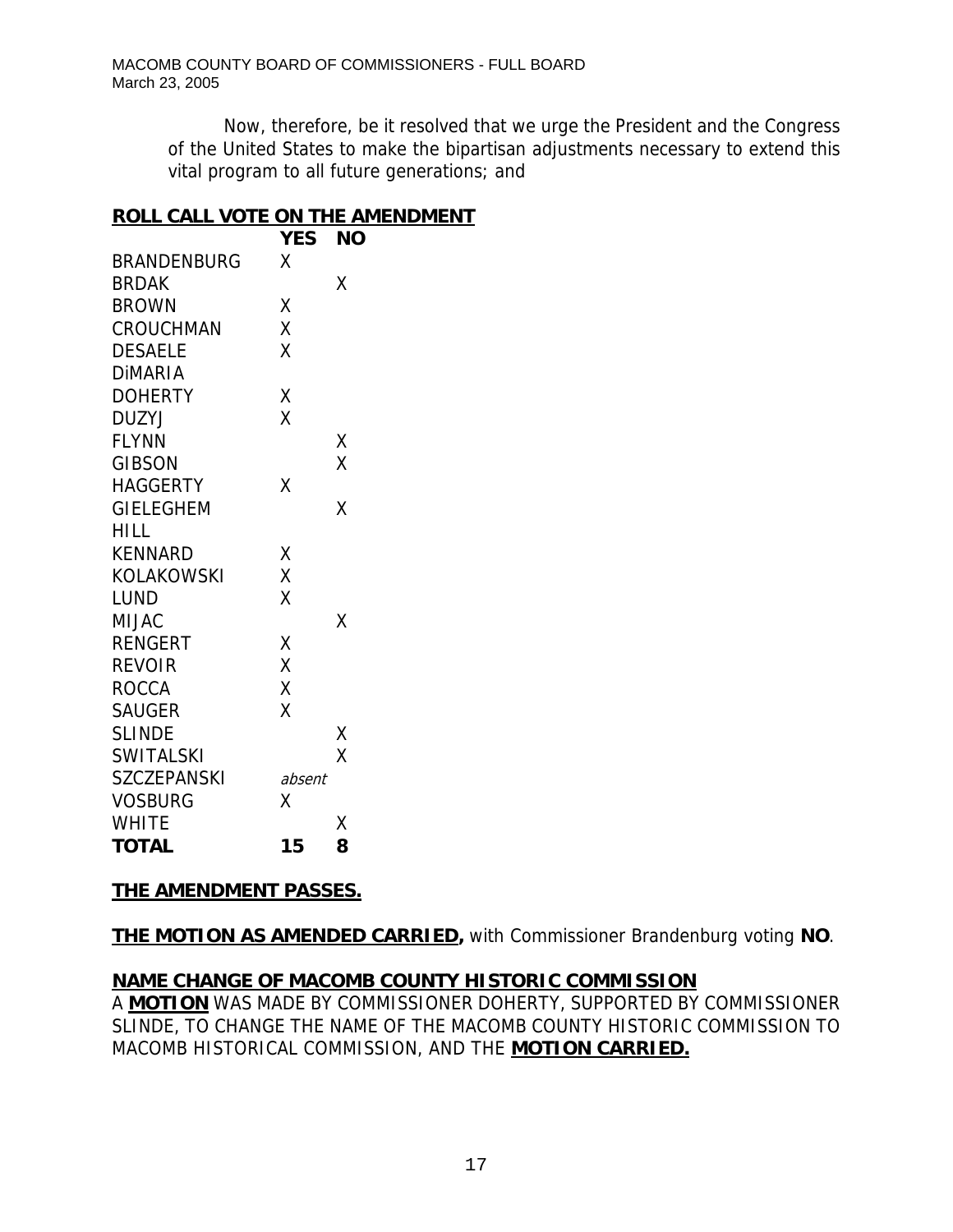Now, therefore, be it resolved that we urge the President and the Congress of the United States to make the bipartisan adjustments necessary to extend this vital program to all future generations; and

**ROLL CALL VOTE ON THE AMENDMENT**

| | YES | NO |
|---|---|---|
| BRANDENBURG | X | |
| BRDAK | | X |
| BROWN | X | |
| CROUCHMAN | X | |
| DESAELE | X | |
| DiMARIA | | |
| DOHERTY | X | |
| DUZYJ | X | |
| FLYNN | | X |
| GIBSON | | X |
| HAGGERTY | X | |
| GIELEGHEM | | X |
| HILL | | |
| KENNARD | X | |
| KOLAKOWSKI | X | |
| LUND | X | |
| MIJAC | | X |
| RENGERT | X | |
| REVOIR | X | |
| ROCCA | X | |
| SAUGER | X | |
| SLINDE | | X |
| SWITALSKI | | X |
| SZCZEPANSKI | *absent* | |
| VOSBURG | X | |
| WHITE | | X |
| **TOTAL** | **15** | **8** |

**THE AMENDMENT PASSES.**

**THE MOTION AS AMENDED CARRIED,** with Commissioner Brandenburg voting **NO**.

**NAME CHANGE OF MACOMB COUNTY HISTORIC COMMISSION**

A **MOTION** WAS MADE BY COMMISSIONER DOHERTY, SUPPORTED BY COMMISSIONER SLINDE, TO CHANGE THE NAME OF THE MACOMB COUNTY HISTORIC COMMISSION TO MACOMB HISTORICAL COMMISSION, AND THE **MOTION CARRIED.**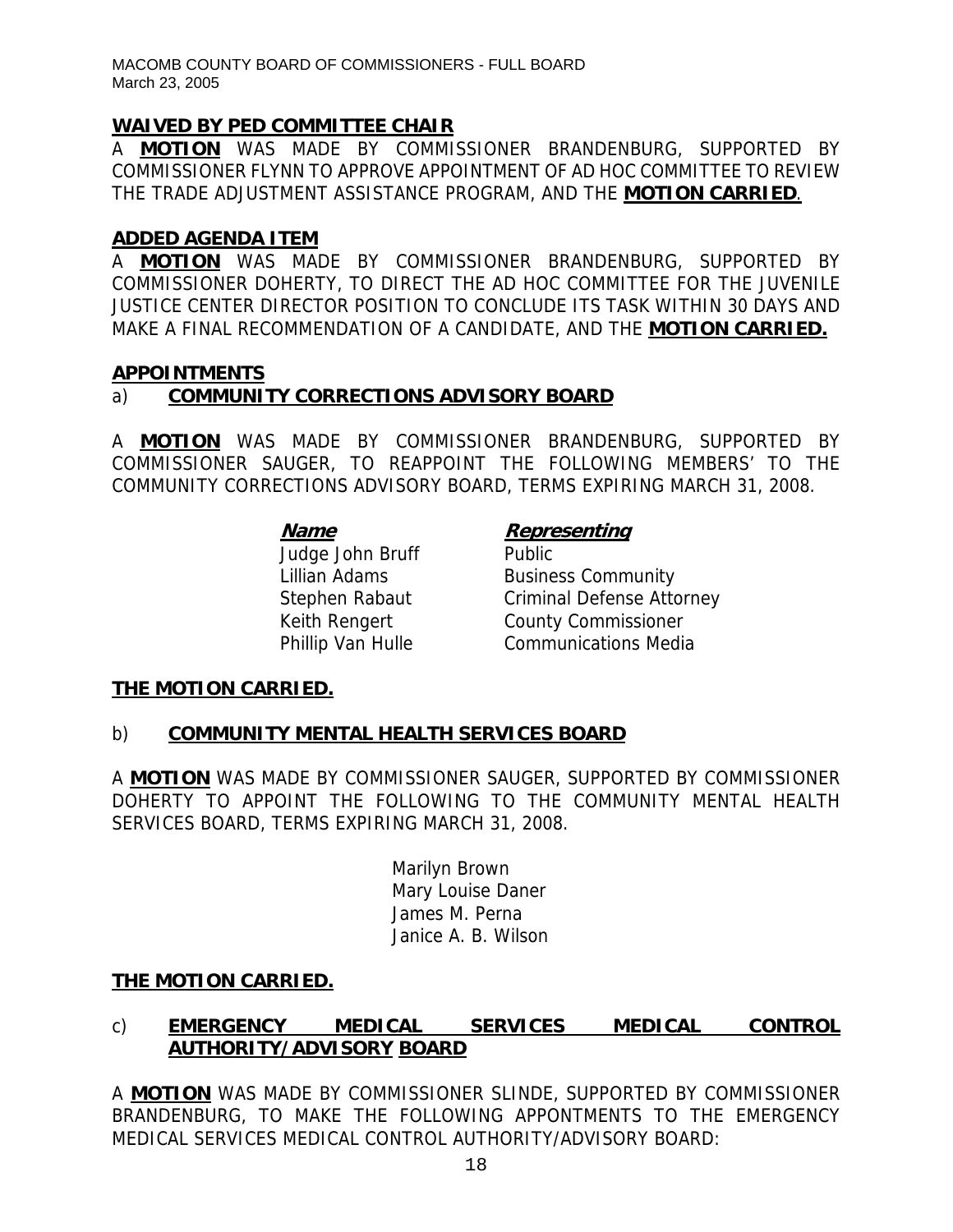## WAIVED BY PED COMMITTEE CHAIR

A **MOTION** WAS MADE BY COMMISSIONER BRANDENBURG, SUPPORTED BY COMMISSIONER FLYNN TO APPROVE APPOINTMENT OF AD HOC COMMITTEE TO REVIEW THE TRADE ADJUSTMENT ASSISTANCE PROGRAM, AND THE **MOTION CARRIED**.

## ADDED AGENDA ITEM

A **MOTION** WAS MADE BY COMMISSIONER BRANDENBURG, SUPPORTED BY COMMISSIONER DOHERTY, TO DIRECT THE AD HOC COMMITTEE FOR THE JUVENILE JUSTICE CENTER DIRECTOR POSITION TO CONCLUDE ITS TASK WITHIN 30 DAYS AND MAKE A FINAL RECOMMENDATION OF A CANDIDATE, AND THE **MOTION CARRIED.**

## APPOINTMENTS

### a) COMMUNITY CORRECTIONS ADVISORY BOARD

A **MOTION** WAS MADE BY COMMISSIONER BRANDENBURG, SUPPORTED BY COMMISSIONER SAUGER, TO REAPPOINT THE FOLLOWING MEMBERS' TO THE COMMUNITY CORRECTIONS ADVISORY BOARD, TERMS EXPIRING MARCH 31, 2008.

| ***Name*** | ***Representing*** |
|---|---|
| Judge John Bruff | Public |
| Lillian Adams | Business Community |
| Stephen Rabaut | Criminal Defense Attorney |
| Keith Rengert | County Commissioner |
| Phillip Van Hulle | Communications Media |

**THE MOTION CARRIED.**

### b) COMMUNITY MENTAL HEALTH SERVICES BOARD

A **MOTION** WAS MADE BY COMMISSIONER SAUGER, SUPPORTED BY COMMISSIONER DOHERTY TO APPOINT THE FOLLOWING TO THE COMMUNITY MENTAL HEALTH SERVICES BOARD, TERMS EXPIRING MARCH 31, 2008.

Marilyn Brown
Mary Louise Daner
James M. Perna
Janice A. B. Wilson

**THE MOTION CARRIED.**

### c) EMERGENCY MEDICAL SERVICES MEDICAL CONTROL AUTHORITY/ADVISORY BOARD

A **MOTION** WAS MADE BY COMMISSIONER SLINDE, SUPPORTED BY COMMISSIONER BRANDENBURG, TO MAKE THE FOLLOWING APPONTMENTS TO THE EMERGENCY MEDICAL SERVICES MEDICAL CONTROL AUTHORITY/ADVISORY BOARD: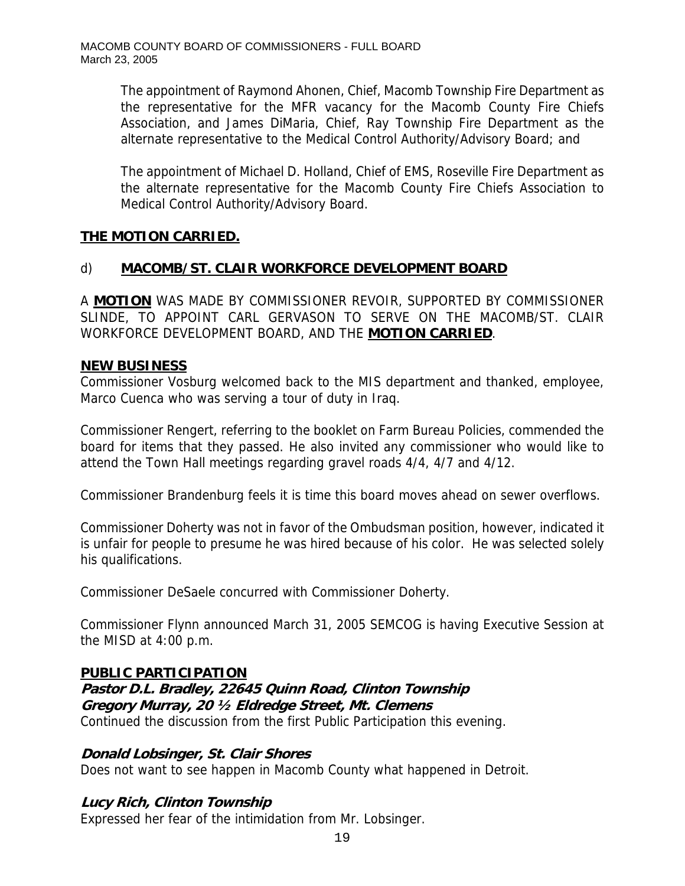The appointment of Raymond Ahonen, Chief, Macomb Township Fire Department as the representative for the MFR vacancy for the Macomb County Fire Chiefs Association, and James DiMaria, Chief, Ray Township Fire Department as the alternate representative to the Medical Control Authority/Advisory Board; and

The appointment of Michael D. Holland, Chief of EMS, Roseville Fire Department as the alternate representative for the Macomb County Fire Chiefs Association to Medical Control Authority/Advisory Board.

**THE MOTION CARRIED.**

d) **MACOMB/ST. CLAIR WORKFORCE DEVELOPMENT BOARD**

A **MOTION** WAS MADE BY COMMISSIONER REVOIR, SUPPORTED BY COMMISSIONER SLINDE, TO APPOINT CARL GERVASON TO SERVE ON THE MACOMB/ST. CLAIR WORKFORCE DEVELOPMENT BOARD, AND THE **MOTION CARRIED**.

**NEW BUSINESS**

Commissioner Vosburg welcomed back to the MIS department and thanked, employee, Marco Cuenca who was serving a tour of duty in Iraq.

Commissioner Rengert, referring to the booklet on Farm Bureau Policies, commended the board for items that they passed. He also invited any commissioner who would like to attend the Town Hall meetings regarding gravel roads 4/4, 4/7 and 4/12.

Commissioner Brandenburg feels it is time this board moves ahead on sewer overflows.

Commissioner Doherty was not in favor of the Ombudsman position, however, indicated it is unfair for people to presume he was hired because of his color. He was selected solely his qualifications.

Commissioner DeSaele concurred with Commissioner Doherty.

Commissioner Flynn announced March 31, 2005 SEMCOG is having Executive Session at the MISD at 4:00 p.m.

**PUBLIC PARTICIPATION**

***Pastor D.L. Bradley, 22645 Quinn Road, Clinton Township***
***Gregory Murray, 20 ½ Eldredge Street, Mt. Clemens***
Continued the discussion from the first Public Participation this evening.

***Donald Lobsinger, St. Clair Shores***
Does not want to see happen in Macomb County what happened in Detroit.

***Lucy Rich, Clinton Township***
Expressed her fear of the intimidation from Mr. Lobsinger.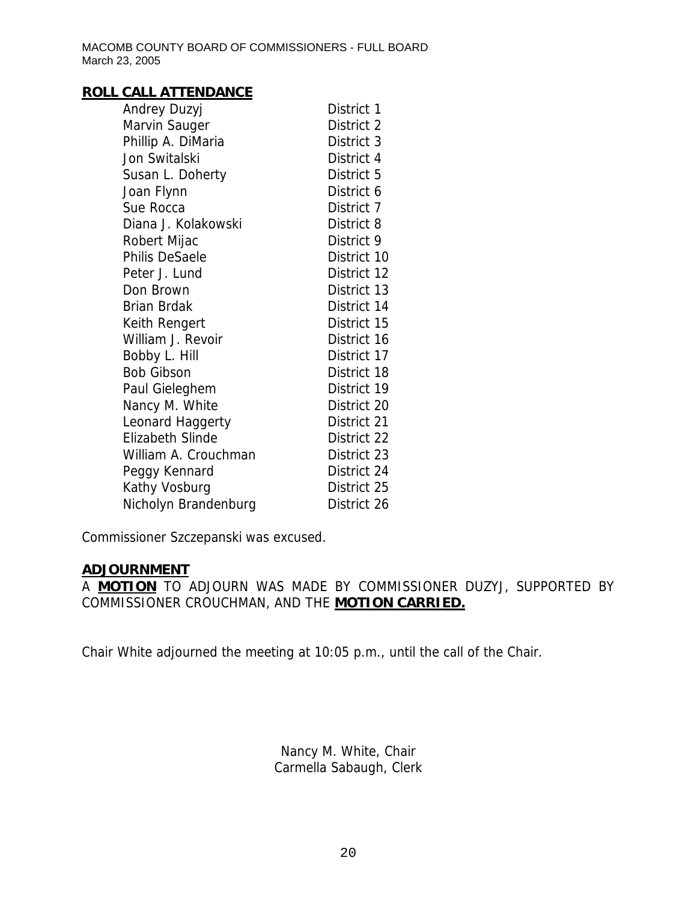## ROLL CALL ATTENDANCE

| | |
|---|---|
| Andrey Duzyj | District 1 |
| Marvin Sauger | District 2 |
| Phillip A. DiMaria | District 3 |
| Jon Switalski | District 4 |
| Susan L. Doherty | District 5 |
| Joan Flynn | District 6 |
| Sue Rocca | District 7 |
| Diana J. Kolakowski | District 8 |
| Robert Mijac | District 9 |
| Philis DeSaele | District 10 |
| Peter J. Lund | District 12 |
| Don Brown | District 13 |
| Brian Brdak | District 14 |
| Keith Rengert | District 15 |
| William J. Revoir | District 16 |
| Bobby L. Hill | District 17 |
| Bob Gibson | District 18 |
| Paul Gieleghem | District 19 |
| Nancy M. White | District 20 |
| Leonard Haggerty | District 21 |
| Elizabeth Slinde | District 22 |
| William A. Crouchman | District 23 |
| Peggy Kennard | District 24 |
| Kathy Vosburg | District 25 |
| Nicholyn Brandenburg | District 26 |

Commissioner Szczepanski was excused.

## ADJOURNMENT

A **MOTION** TO ADJOURN WAS MADE BY COMMISSIONER DUZYJ, SUPPORTED BY COMMISSIONER CROUCHMAN, AND THE **MOTION CARRIED.**

Chair White adjourned the meeting at 10:05 p.m., until the call of the Chair.

Nancy M. White, Chair
Carmella Sabaugh, Clerk